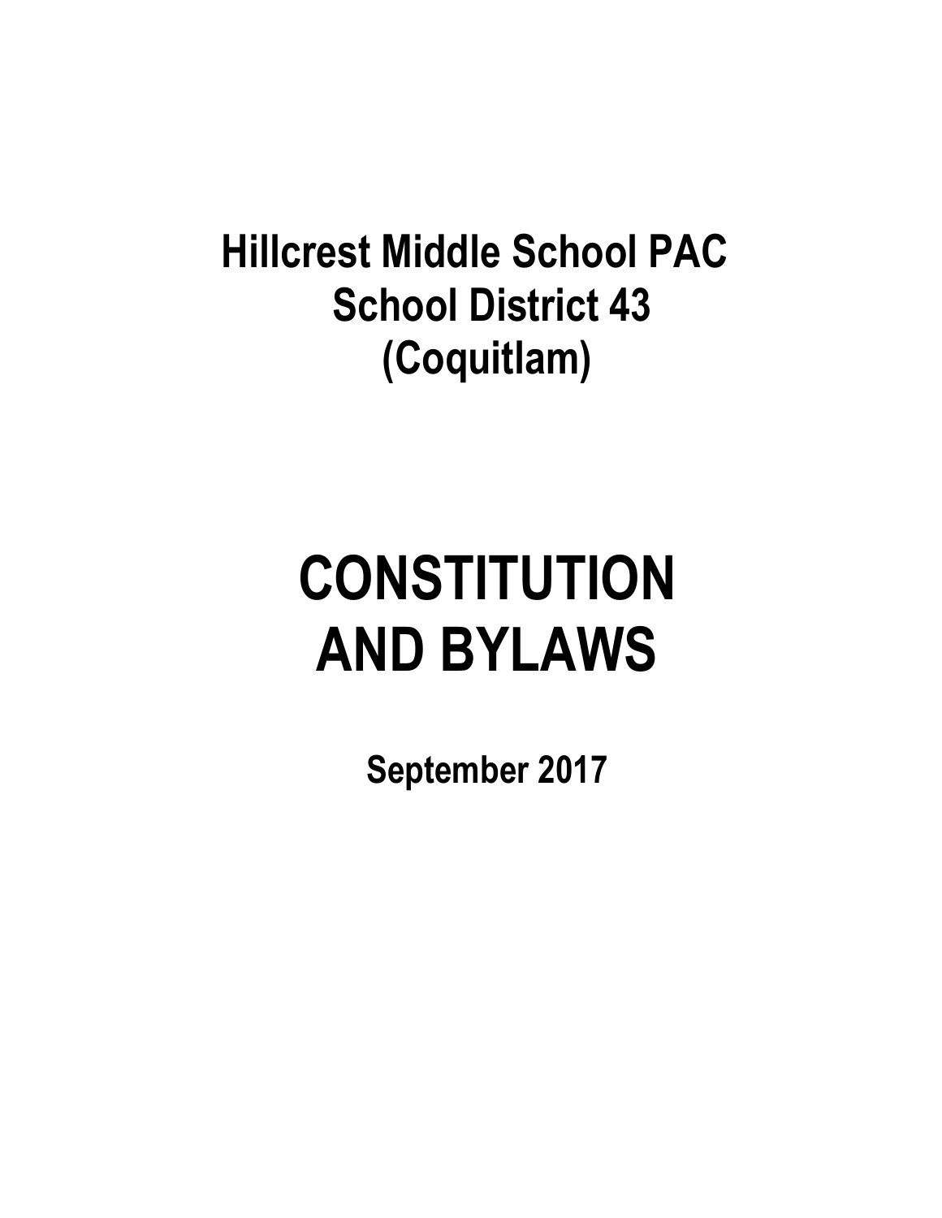# Hillcrest Middle School PAC
## School District 43
## (Coquitlam)

# CONSTITUTION AND BYLAWS

**September 2017**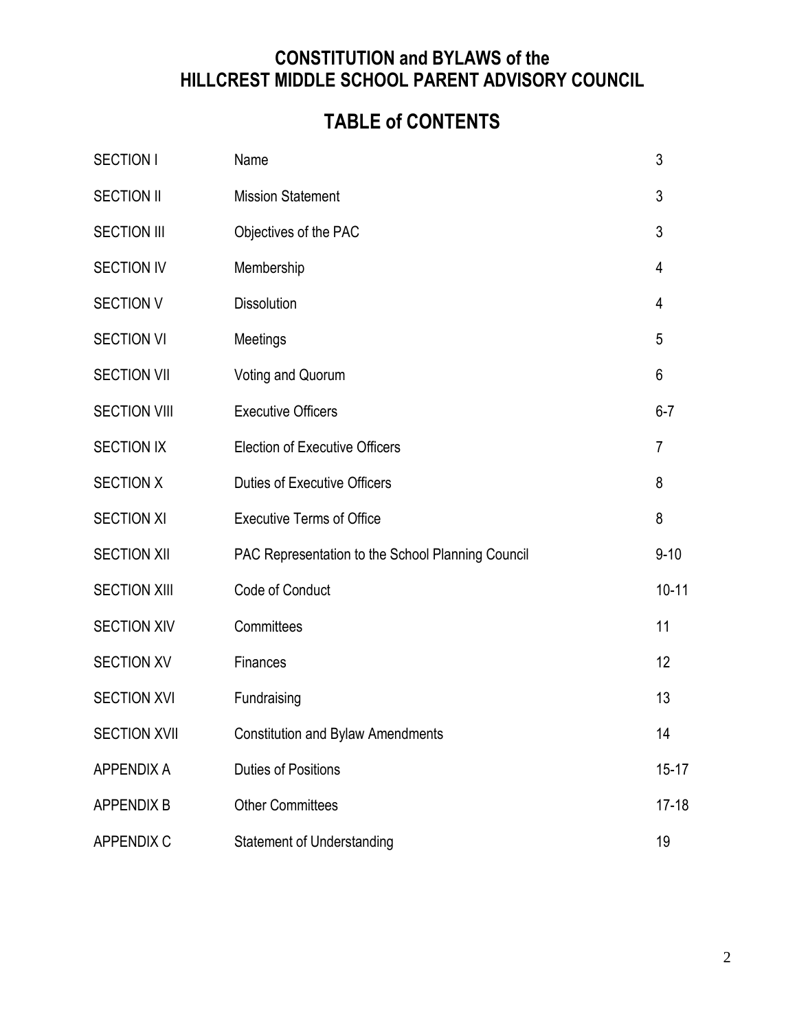# CONSTITUTION and BYLAWS of the HILLCREST MIDDLE SCHOOL PARENT ADVISORY COUNCIL

## TABLE of CONTENTS

| | | |
|---|---|---|
| SECTION I | Name | 3 |
| SECTION II | Mission Statement | 3 |
| SECTION III | Objectives of the PAC | 3 |
| SECTION IV | Membership | 4 |
| SECTION V | Dissolution | 4 |
| SECTION VI | Meetings | 5 |
| SECTION VII | Voting and Quorum | 6 |
| SECTION VIII | Executive Officers | 6-7 |
| SECTION IX | Election of Executive Officers | 7 |
| SECTION X | Duties of Executive Officers | 8 |
| SECTION XI | Executive Terms of Office | 8 |
| SECTION XII | PAC Representation to the School Planning Council | 9-10 |
| SECTION XIII | Code of Conduct | 10-11 |
| SECTION XIV | Committees | 11 |
| SECTION XV | Finances | 12 |
| SECTION XVI | Fundraising | 13 |
| SECTION XVII | Constitution and Bylaw Amendments | 14 |
| APPENDIX A | Duties of Positions | 15-17 |
| APPENDIX B | Other Committees | 17-18 |
| APPENDIX C | Statement of Understanding | 19 |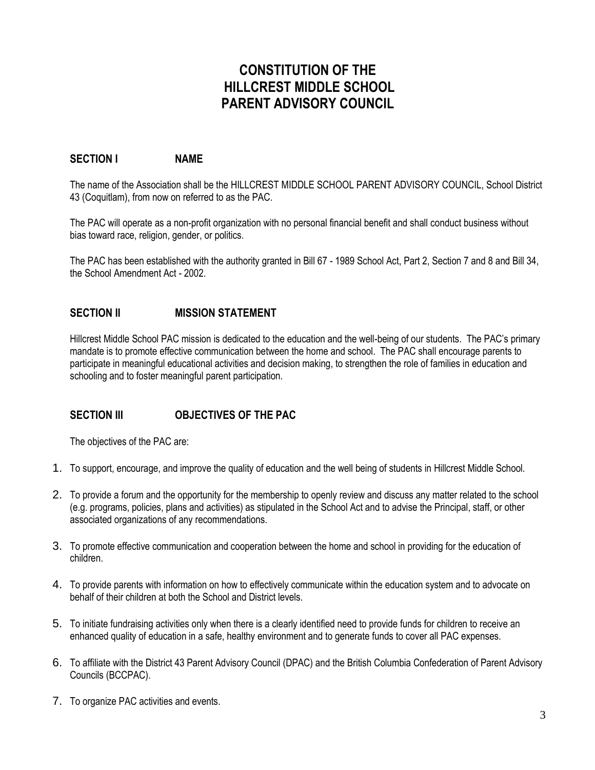# CONSTITUTION OF THE HILLCREST MIDDLE SCHOOL PARENT ADVISORY COUNCIL

## SECTION I NAME

The name of the Association shall be the HILLCREST MIDDLE SCHOOL PARENT ADVISORY COUNCIL, School District 43 (Coquitlam), from now on referred to as the PAC.

The PAC will operate as a non-profit organization with no personal financial benefit and shall conduct business without bias toward race, religion, gender, or politics.

The PAC has been established with the authority granted in Bill 67 - 1989 School Act, Part 2, Section 7 and 8 and Bill 34, the School Amendment Act - 2002.

## SECTION II MISSION STATEMENT

Hillcrest Middle School PAC mission is dedicated to the education and the well-being of our students. The PAC's primary mandate is to promote effective communication between the home and school. The PAC shall encourage parents to participate in meaningful educational activities and decision making, to strengthen the role of families in education and schooling and to foster meaningful parent participation.

## SECTION III OBJECTIVES OF THE PAC

The objectives of the PAC are:

1. To support, encourage, and improve the quality of education and the well being of students in Hillcrest Middle School.
2. To provide a forum and the opportunity for the membership to openly review and discuss any matter related to the school (e.g. programs, policies, plans and activities) as stipulated in the School Act and to advise the Principal, staff, or other associated organizations of any recommendations.
3. To promote effective communication and cooperation between the home and school in providing for the education of children.
4. To provide parents with information on how to effectively communicate within the education system and to advocate on behalf of their children at both the School and District levels.
5. To initiate fundraising activities only when there is a clearly identified need to provide funds for children to receive an enhanced quality of education in a safe, healthy environment and to generate funds to cover all PAC expenses.
6. To affiliate with the District 43 Parent Advisory Council (DPAC) and the British Columbia Confederation of Parent Advisory Councils (BCCPAC).
7. To organize PAC activities and events.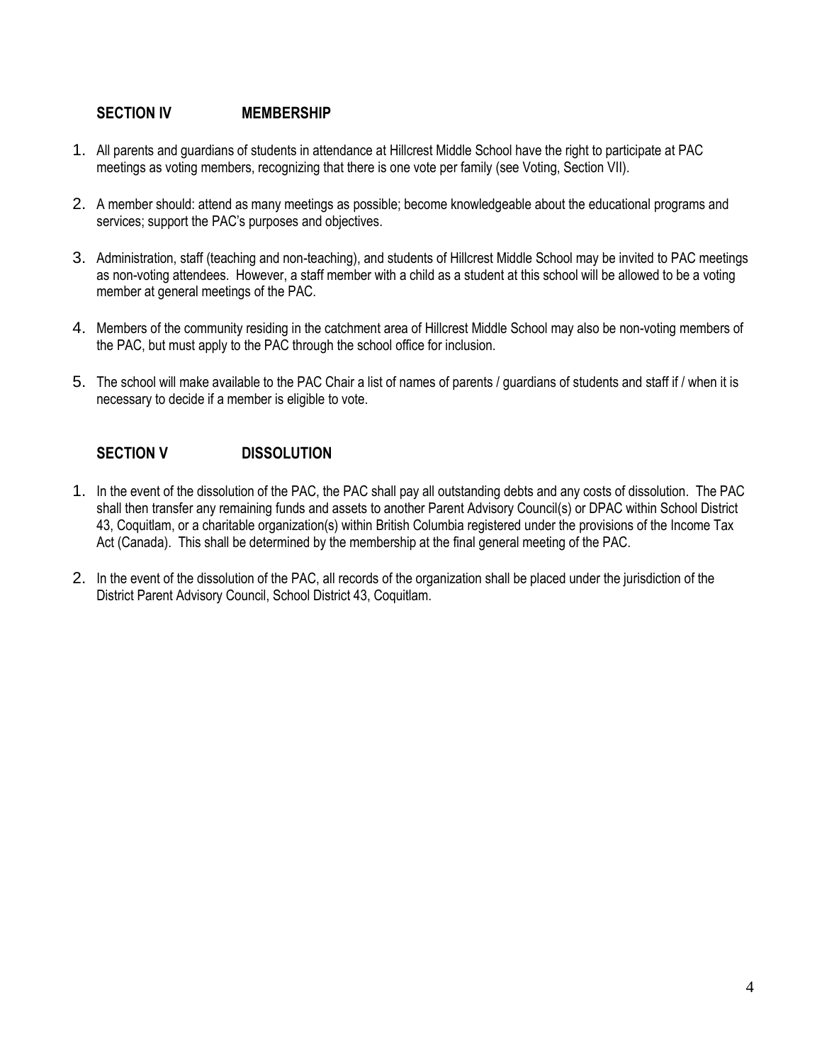## SECTION IV MEMBERSHIP

1. All parents and guardians of students in attendance at Hillcrest Middle School have the right to participate at PAC meetings as voting members, recognizing that there is one vote per family (see Voting, Section VII).

2. A member should: attend as many meetings as possible; become knowledgeable about the educational programs and services; support the PAC's purposes and objectives.

3. Administration, staff (teaching and non-teaching), and students of Hillcrest Middle School may be invited to PAC meetings as non-voting attendees. However, a staff member with a child as a student at this school will be allowed to be a voting member at general meetings of the PAC.

4. Members of the community residing in the catchment area of Hillcrest Middle School may also be non-voting members of the PAC, but must apply to the PAC through the school office for inclusion.

5. The school will make available to the PAC Chair a list of names of parents / guardians of students and staff if / when it is necessary to decide if a member is eligible to vote.

## SECTION V DISSOLUTION

1. In the event of the dissolution of the PAC, the PAC shall pay all outstanding debts and any costs of dissolution. The PAC shall then transfer any remaining funds and assets to another Parent Advisory Council(s) or DPAC within School District 43, Coquitlam, or a charitable organization(s) within British Columbia registered under the provisions of the Income Tax Act (Canada). This shall be determined by the membership at the final general meeting of the PAC.

2. In the event of the dissolution of the PAC, all records of the organization shall be placed under the jurisdiction of the District Parent Advisory Council, School District 43, Coquitlam.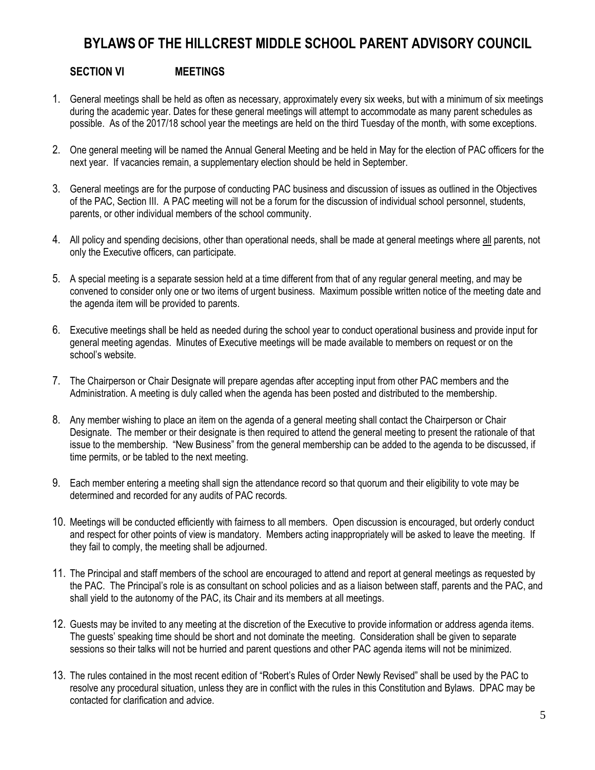# BYLAWS OF THE HILLCREST MIDDLE SCHOOL PARENT ADVISORY COUNCIL

## SECTION VI MEETINGS

1. General meetings shall be held as often as necessary, approximately every six weeks, but with a minimum of six meetings during the academic year. Dates for these general meetings will attempt to accommodate as many parent schedules as possible. As of the 2017/18 school year the meetings are held on the third Tuesday of the month, with some exceptions.

2. One general meeting will be named the Annual General Meeting and be held in May for the election of PAC officers for the next year. If vacancies remain, a supplementary election should be held in September.

3. General meetings are for the purpose of conducting PAC business and discussion of issues as outlined in the Objectives of the PAC, Section III. A PAC meeting will not be a forum for the discussion of individual school personnel, students, parents, or other individual members of the school community.

4. All policy and spending decisions, other than operational needs, shall be made at general meetings where <u>all</u> parents, not only the Executive officers, can participate.

5. A special meeting is a separate session held at a time different from that of any regular general meeting, and may be convened to consider only one or two items of urgent business. Maximum possible written notice of the meeting date and the agenda item will be provided to parents.

6. Executive meetings shall be held as needed during the school year to conduct operational business and provide input for general meeting agendas. Minutes of Executive meetings will be made available to members on request or on the school's website.

7. The Chairperson or Chair Designate will prepare agendas after accepting input from other PAC members and the Administration. A meeting is duly called when the agenda has been posted and distributed to the membership.

8. Any member wishing to place an item on the agenda of a general meeting shall contact the Chairperson or Chair Designate. The member or their designate is then required to attend the general meeting to present the rationale of that issue to the membership. "New Business" from the general membership can be added to the agenda to be discussed, if time permits, or be tabled to the next meeting.

9. Each member entering a meeting shall sign the attendance record so that quorum and their eligibility to vote may be determined and recorded for any audits of PAC records.

10. Meetings will be conducted efficiently with fairness to all members. Open discussion is encouraged, but orderly conduct and respect for other points of view is mandatory. Members acting inappropriately will be asked to leave the meeting. If they fail to comply, the meeting shall be adjourned.

11. The Principal and staff members of the school are encouraged to attend and report at general meetings as requested by the PAC. The Principal's role is as consultant on school policies and as a liaison between staff, parents and the PAC, and shall yield to the autonomy of the PAC, its Chair and its members at all meetings.

12. Guests may be invited to any meeting at the discretion of the Executive to provide information or address agenda items. The guests' speaking time should be short and not dominate the meeting. Consideration shall be given to separate sessions so their talks will not be hurried and parent questions and other PAC agenda items will not be minimized.

13. The rules contained in the most recent edition of "Robert's Rules of Order Newly Revised" shall be used by the PAC to resolve any procedural situation, unless they are in conflict with the rules in this Constitution and Bylaws. DPAC may be contacted for clarification and advice.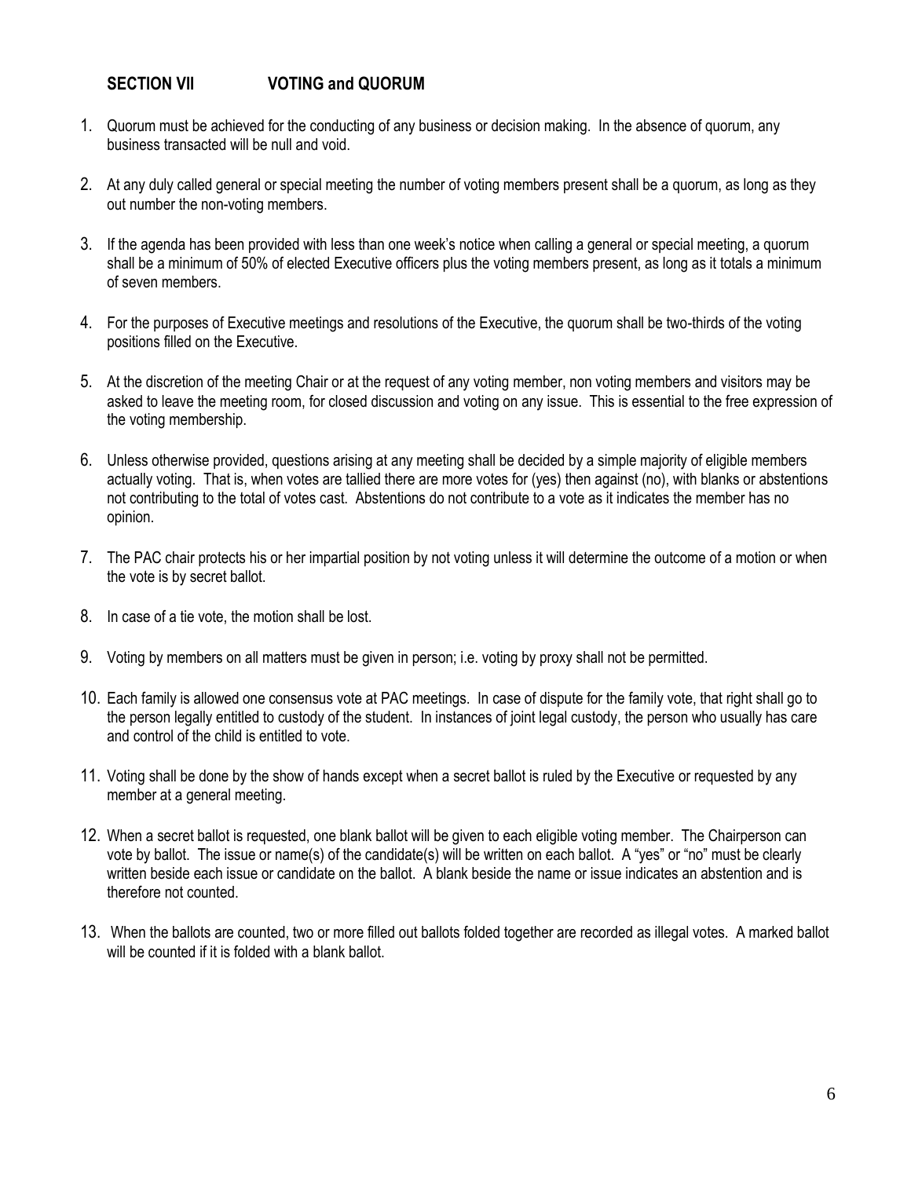## SECTION VII VOTING and QUORUM

1. Quorum must be achieved for the conducting of any business or decision making. In the absence of quorum, any business transacted will be null and void.

2. At any duly called general or special meeting the number of voting members present shall be a quorum, as long as they out number the non-voting members.

3. If the agenda has been provided with less than one week's notice when calling a general or special meeting, a quorum shall be a minimum of 50% of elected Executive officers plus the voting members present, as long as it totals a minimum of seven members.

4. For the purposes of Executive meetings and resolutions of the Executive, the quorum shall be two-thirds of the voting positions filled on the Executive.

5. At the discretion of the meeting Chair or at the request of any voting member, non voting members and visitors may be asked to leave the meeting room, for closed discussion and voting on any issue. This is essential to the free expression of the voting membership.

6. Unless otherwise provided, questions arising at any meeting shall be decided by a simple majority of eligible members actually voting. That is, when votes are tallied there are more votes for (yes) then against (no), with blanks or abstentions not contributing to the total of votes cast. Abstentions do not contribute to a vote as it indicates the member has no opinion.

7. The PAC chair protects his or her impartial position by not voting unless it will determine the outcome of a motion or when the vote is by secret ballot.

8. In case of a tie vote, the motion shall be lost.

9. Voting by members on all matters must be given in person; i.e. voting by proxy shall not be permitted.

10. Each family is allowed one consensus vote at PAC meetings. In case of dispute for the family vote, that right shall go to the person legally entitled to custody of the student. In instances of joint legal custody, the person who usually has care and control of the child is entitled to vote.

11. Voting shall be done by the show of hands except when a secret ballot is ruled by the Executive or requested by any member at a general meeting.

12. When a secret ballot is requested, one blank ballot will be given to each eligible voting member. The Chairperson can vote by ballot. The issue or name(s) of the candidate(s) will be written on each ballot. A "yes" or "no" must be clearly written beside each issue or candidate on the ballot. A blank beside the name or issue indicates an abstention and is therefore not counted.

13. When the ballots are counted, two or more filled out ballots folded together are recorded as illegal votes. A marked ballot will be counted if it is folded with a blank ballot.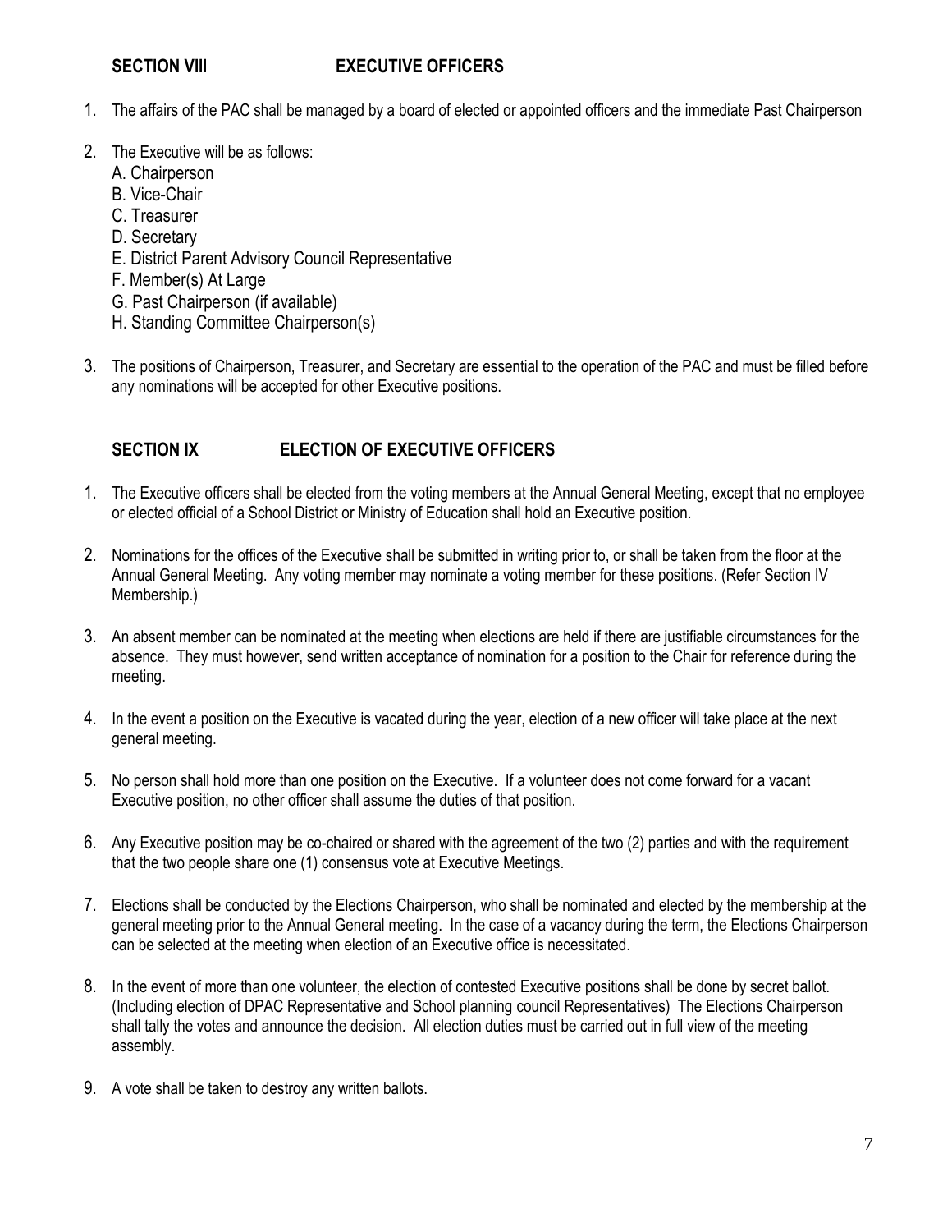## SECTION VIII EXECUTIVE OFFICERS

1. The affairs of the PAC shall be managed by a board of elected or appointed officers and the immediate Past Chairperson

2. The Executive will be as follows:
   A. Chairperson
   B. Vice-Chair
   C. Treasurer
   D. Secretary
   E. District Parent Advisory Council Representative
   F. Member(s) At Large
   G. Past Chairperson (if available)
   H. Standing Committee Chairperson(s)

3. The positions of Chairperson, Treasurer, and Secretary are essential to the operation of the PAC and must be filled before any nominations will be accepted for other Executive positions.

## SECTION IX ELECTION OF EXECUTIVE OFFICERS

1. The Executive officers shall be elected from the voting members at the Annual General Meeting, except that no employee or elected official of a School District or Ministry of Education shall hold an Executive position.

2. Nominations for the offices of the Executive shall be submitted in writing prior to, or shall be taken from the floor at the Annual General Meeting. Any voting member may nominate a voting member for these positions. (Refer Section IV Membership.)

3. An absent member can be nominated at the meeting when elections are held if there are justifiable circumstances for the absence. They must however, send written acceptance of nomination for a position to the Chair for reference during the meeting.

4. In the event a position on the Executive is vacated during the year, election of a new officer will take place at the next general meeting.

5. No person shall hold more than one position on the Executive. If a volunteer does not come forward for a vacant Executive position, no other officer shall assume the duties of that position.

6. Any Executive position may be co-chaired or shared with the agreement of the two (2) parties and with the requirement that the two people share one (1) consensus vote at Executive Meetings.

7. Elections shall be conducted by the Elections Chairperson, who shall be nominated and elected by the membership at the general meeting prior to the Annual General meeting. In the case of a vacancy during the term, the Elections Chairperson can be selected at the meeting when election of an Executive office is necessitated.

8. In the event of more than one volunteer, the election of contested Executive positions shall be done by secret ballot. (Including election of DPAC Representative and School planning council Representatives) The Elections Chairperson shall tally the votes and announce the decision. All election duties must be carried out in full view of the meeting assembly.

9. A vote shall be taken to destroy any written ballots.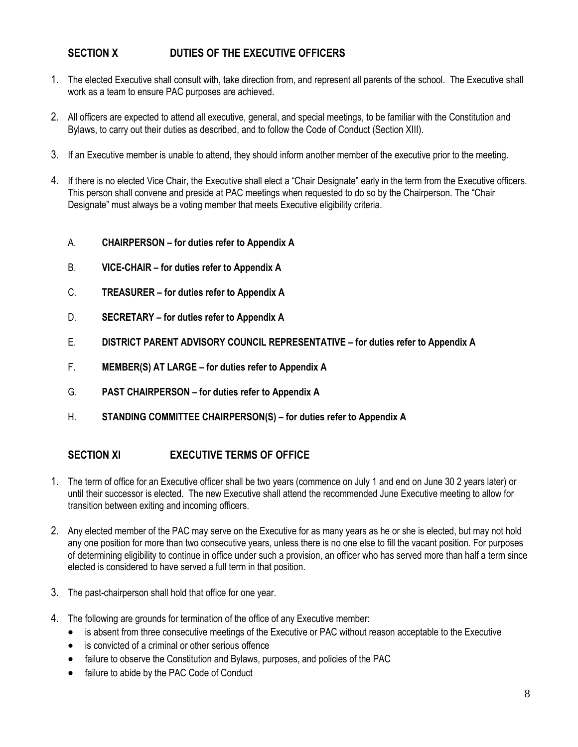## SECTION X DUTIES OF THE EXECUTIVE OFFICERS

1. The elected Executive shall consult with, take direction from, and represent all parents of the school. The Executive shall work as a team to ensure PAC purposes are achieved.

2. All officers are expected to attend all executive, general, and special meetings, to be familiar with the Constitution and Bylaws, to carry out their duties as described, and to follow the Code of Conduct (Section XIII).

3. If an Executive member is unable to attend, they should inform another member of the executive prior to the meeting.

4. If there is no elected Vice Chair, the Executive shall elect a "Chair Designate" early in the term from the Executive officers. This person shall convene and preside at PAC meetings when requested to do so by the Chairperson. The "Chair Designate" must always be a voting member that meets Executive eligibility criteria.

   A. **CHAIRPERSON – for duties refer to Appendix A**

   B. **VICE-CHAIR – for duties refer to Appendix A**

   C. **TREASURER – for duties refer to Appendix A**

   D. **SECRETARY – for duties refer to Appendix A**

   E. **DISTRICT PARENT ADVISORY COUNCIL REPRESENTATIVE – for duties refer to Appendix A**

   F. **MEMBER(S) AT LARGE – for duties refer to Appendix A**

   G. **PAST CHAIRPERSON – for duties refer to Appendix A**

   H. **STANDING COMMITTEE CHAIRPERSON(S) – for duties refer to Appendix A**

## SECTION XI EXECUTIVE TERMS OF OFFICE

1. The term of office for an Executive officer shall be two years (commence on July 1 and end on June 30 2 years later) or until their successor is elected. The new Executive shall attend the recommended June Executive meeting to allow for transition between exiting and incoming officers.

2. Any elected member of the PAC may serve on the Executive for as many years as he or she is elected, but may not hold any one position for more than two consecutive years, unless there is no one else to fill the vacant position. For purposes of determining eligibility to continue in office under such a provision, an officer who has served more than half a term since elected is considered to have served a full term in that position.

3. The past-chairperson shall hold that office for one year.

4. The following are grounds for termination of the office of any Executive member:
   - is absent from three consecutive meetings of the Executive or PAC without reason acceptable to the Executive
   - is convicted of a criminal or other serious offence
   - failure to observe the Constitution and Bylaws, purposes, and policies of the PAC
   - failure to abide by the PAC Code of Conduct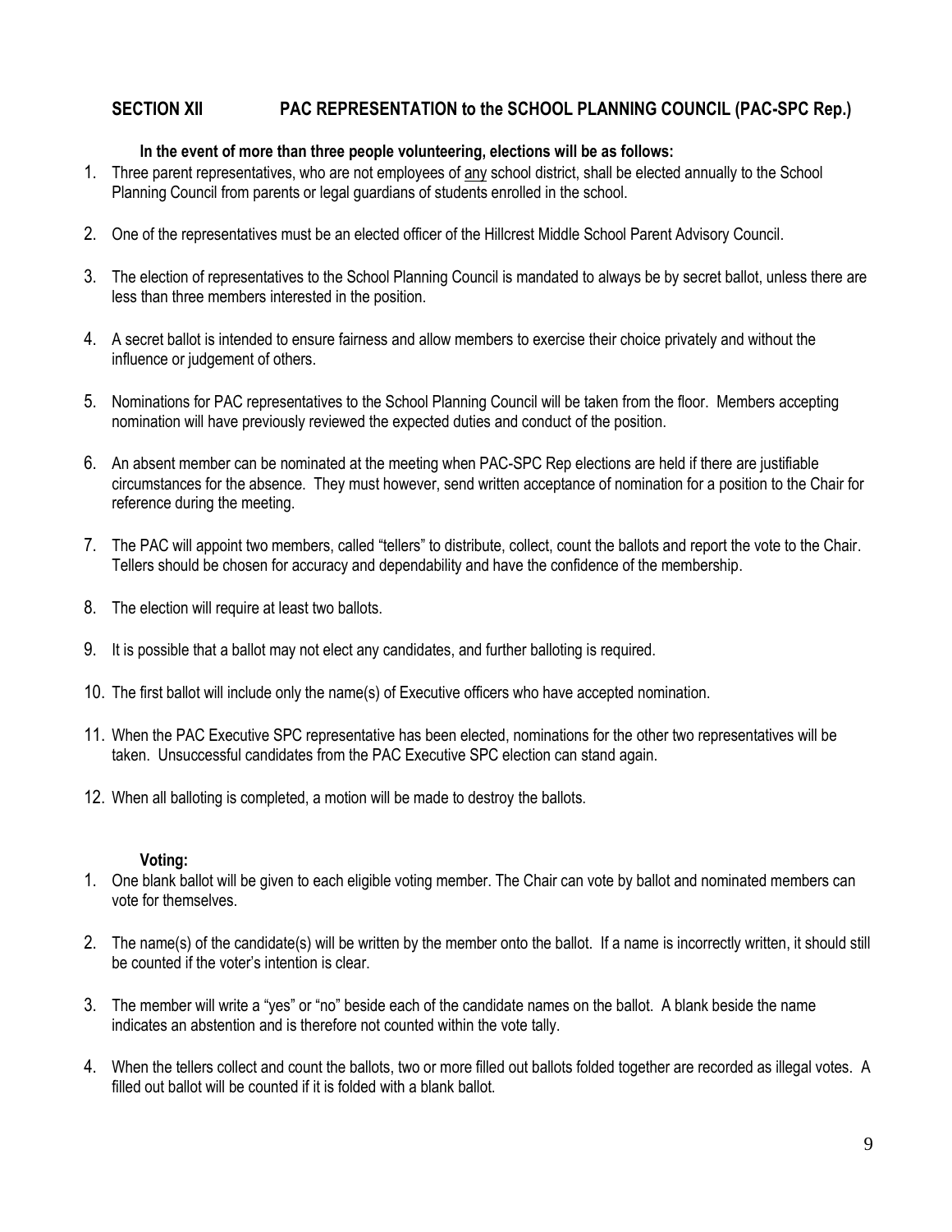## SECTION XII PAC REPRESENTATION to the SCHOOL PLANNING COUNCIL (PAC-SPC Rep.)

**In the event of more than three people volunteering, elections will be as follows:**

1. Three parent representatives, who are not employees of <u>any</u> school district, shall be elected annually to the School Planning Council from parents or legal guardians of students enrolled in the school.
2. One of the representatives must be an elected officer of the Hillcrest Middle School Parent Advisory Council.
3. The election of representatives to the School Planning Council is mandated to always be by secret ballot, unless there are less than three members interested in the position.
4. A secret ballot is intended to ensure fairness and allow members to exercise their choice privately and without the influence or judgement of others.
5. Nominations for PAC representatives to the School Planning Council will be taken from the floor. Members accepting nomination will have previously reviewed the expected duties and conduct of the position.
6. An absent member can be nominated at the meeting when PAC-SPC Rep elections are held if there are justifiable circumstances for the absence. They must however, send written acceptance of nomination for a position to the Chair for reference during the meeting.
7. The PAC will appoint two members, called "tellers" to distribute, collect, count the ballots and report the vote to the Chair. Tellers should be chosen for accuracy and dependability and have the confidence of the membership.
8. The election will require at least two ballots.
9. It is possible that a ballot may not elect any candidates, and further balloting is required.
10. The first ballot will include only the name(s) of Executive officers who have accepted nomination.
11. When the PAC Executive SPC representative has been elected, nominations for the other two representatives will be taken. Unsuccessful candidates from the PAC Executive SPC election can stand again.
12. When all balloting is completed, a motion will be made to destroy the ballots.

**Voting:**

1. One blank ballot will be given to each eligible voting member. The Chair can vote by ballot and nominated members can vote for themselves.
2. The name(s) of the candidate(s) will be written by the member onto the ballot. If a name is incorrectly written, it should still be counted if the voter's intention is clear.
3. The member will write a "yes" or "no" beside each of the candidate names on the ballot. A blank beside the name indicates an abstention and is therefore not counted within the vote tally.
4. When the tellers collect and count the ballots, two or more filled out ballots folded together are recorded as illegal votes. A filled out ballot will be counted if it is folded with a blank ballot.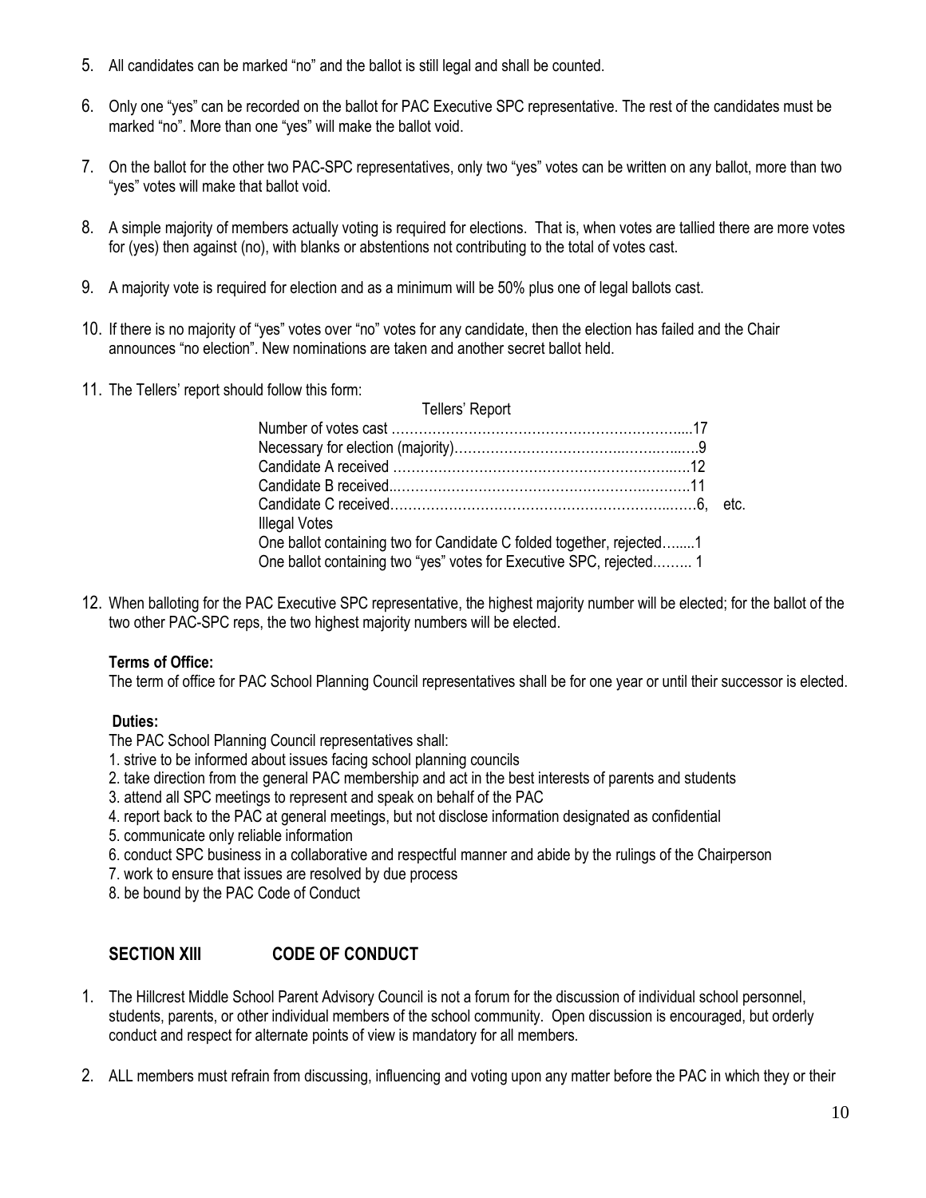5. All candidates can be marked "no" and the ballot is still legal and shall be counted.

6. Only one "yes" can be recorded on the ballot for PAC Executive SPC representative. The rest of the candidates must be marked "no". More than one "yes" will make the ballot void.

7. On the ballot for the other two PAC-SPC representatives, only two "yes" votes can be written on any ballot, more than two "yes" votes will make that ballot void.

8. A simple majority of members actually voting is required for elections. That is, when votes are tallied there are more votes for (yes) then against (no), with blanks or abstentions not contributing to the total of votes cast.

9. A majority vote is required for election and as a minimum will be 50% plus one of legal ballots cast.

10. If there is no majority of "yes" votes over "no" votes for any candidate, then the election has failed and the Chair announces "no election". New nominations are taken and another secret ballot held.

11. The Tellers' report should follow this form:

Tellers' Report

Number of votes cast ...................................................................17
Necessary for election (majority).........................................................9
Candidate A received ....................................................................12
Candidate B received.....................................................................11
Candidate C received.......................................................................6, etc.
Illegal Votes
One ballot containing two for Candidate C folded together, rejected........1
One ballot containing two "yes" votes for Executive SPC, rejected......... 1

12. When balloting for the PAC Executive SPC representative, the highest majority number will be elected; for the ballot of the two other PAC-SPC reps, the two highest majority numbers will be elected.

**Terms of Office:**
The term of office for PAC School Planning Council representatives shall be for one year or until their successor is elected.

**Duties:**
The PAC School Planning Council representatives shall:
1. strive to be informed about issues facing school planning councils
2. take direction from the general PAC membership and act in the best interests of parents and students
3. attend all SPC meetings to represent and speak on behalf of the PAC
4. report back to the PAC at general meetings, but not disclose information designated as confidential
5. communicate only reliable information
6. conduct SPC business in a collaborative and respectful manner and abide by the rulings of the Chairperson
7. work to ensure that issues are resolved by due process
8. be bound by the PAC Code of Conduct

## SECTION XIII CODE OF CONDUCT

1. The Hillcrest Middle School Parent Advisory Council is not a forum for the discussion of individual school personnel, students, parents, or other individual members of the school community. Open discussion is encouraged, but orderly conduct and respect for alternate points of view is mandatory for all members.

2. ALL members must refrain from discussing, influencing and voting upon any matter before the PAC in which they or their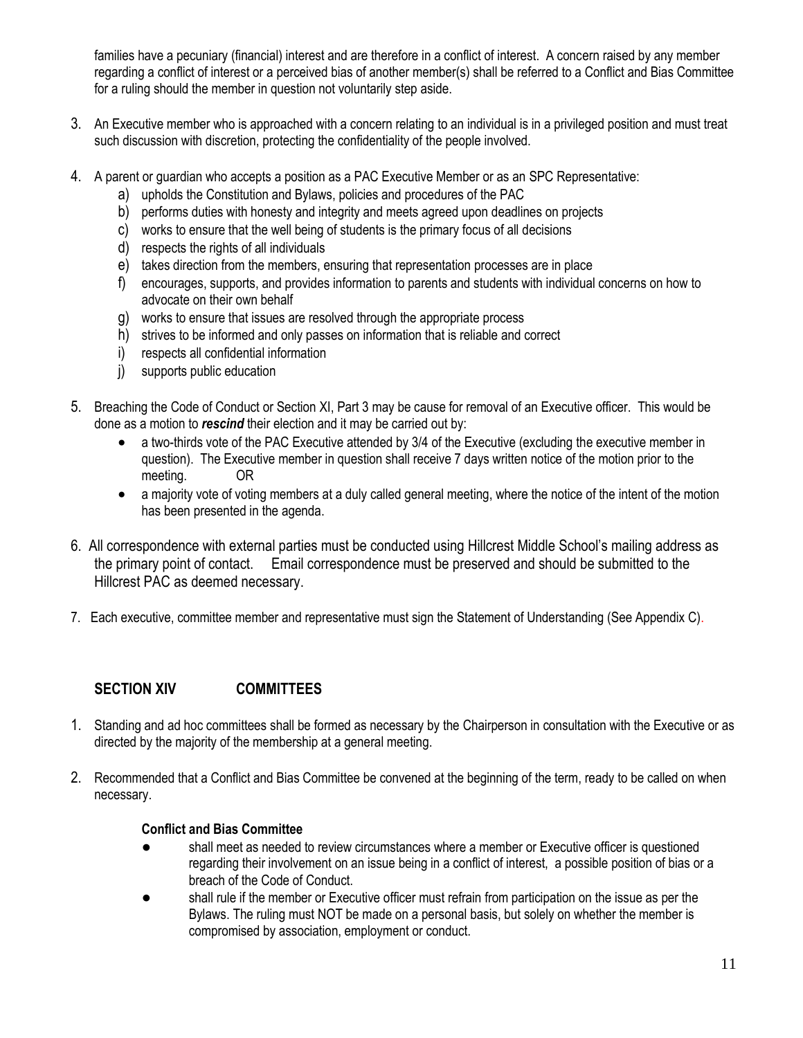families have a pecuniary (financial) interest and are therefore in a conflict of interest. A concern raised by any member regarding a conflict of interest or a perceived bias of another member(s) shall be referred to a Conflict and Bias Committee for a ruling should the member in question not voluntarily step aside.

3. An Executive member who is approached with a concern relating to an individual is in a privileged position and must treat such discussion with discretion, protecting the confidentiality of the people involved.

4. A parent or guardian who accepts a position as a PAC Executive Member or as an SPC Representative:
   a) upholds the Constitution and Bylaws, policies and procedures of the PAC
   b) performs duties with honesty and integrity and meets agreed upon deadlines on projects
   c) works to ensure that the well being of students is the primary focus of all decisions
   d) respects the rights of all individuals
   e) takes direction from the members, ensuring that representation processes are in place
   f) encourages, supports, and provides information to parents and students with individual concerns on how to advocate on their own behalf
   g) works to ensure that issues are resolved through the appropriate process
   h) strives to be informed and only passes on information that is reliable and correct
   i) respects all confidential information
   j) supports public education

5. Breaching the Code of Conduct or Section XI, Part 3 may be cause for removal of an Executive officer. This would be done as a motion to ***rescind*** their election and it may be carried out by:
   - a two-thirds vote of the PAC Executive attended by 3/4 of the Executive (excluding the executive member in question). The Executive member in question shall receive 7 days written notice of the motion prior to the meeting. OR
   - a majority vote of voting members at a duly called general meeting, where the notice of the intent of the motion has been presented in the agenda.

6. All correspondence with external parties must be conducted using Hillcrest Middle School's mailing address as the primary point of contact. Email correspondence must be preserved and should be submitted to the Hillcrest PAC as deemed necessary.

7. Each executive, committee member and representative must sign the Statement of Understanding (See Appendix C).

## SECTION XIV COMMITTEES

1. Standing and ad hoc committees shall be formed as necessary by the Chairperson in consultation with the Executive or as directed by the majority of the membership at a general meeting.

2. Recommended that a Conflict and Bias Committee be convened at the beginning of the term, ready to be called on when necessary.

   **Conflict and Bias Committee**
   - shall meet as needed to review circumstances where a member or Executive officer is questioned regarding their involvement on an issue being in a conflict of interest, a possible position of bias or a breach of the Code of Conduct.
   - shall rule if the member or Executive officer must refrain from participation on the issue as per the Bylaws. The ruling must NOT be made on a personal basis, but solely on whether the member is compromised by association, employment or conduct.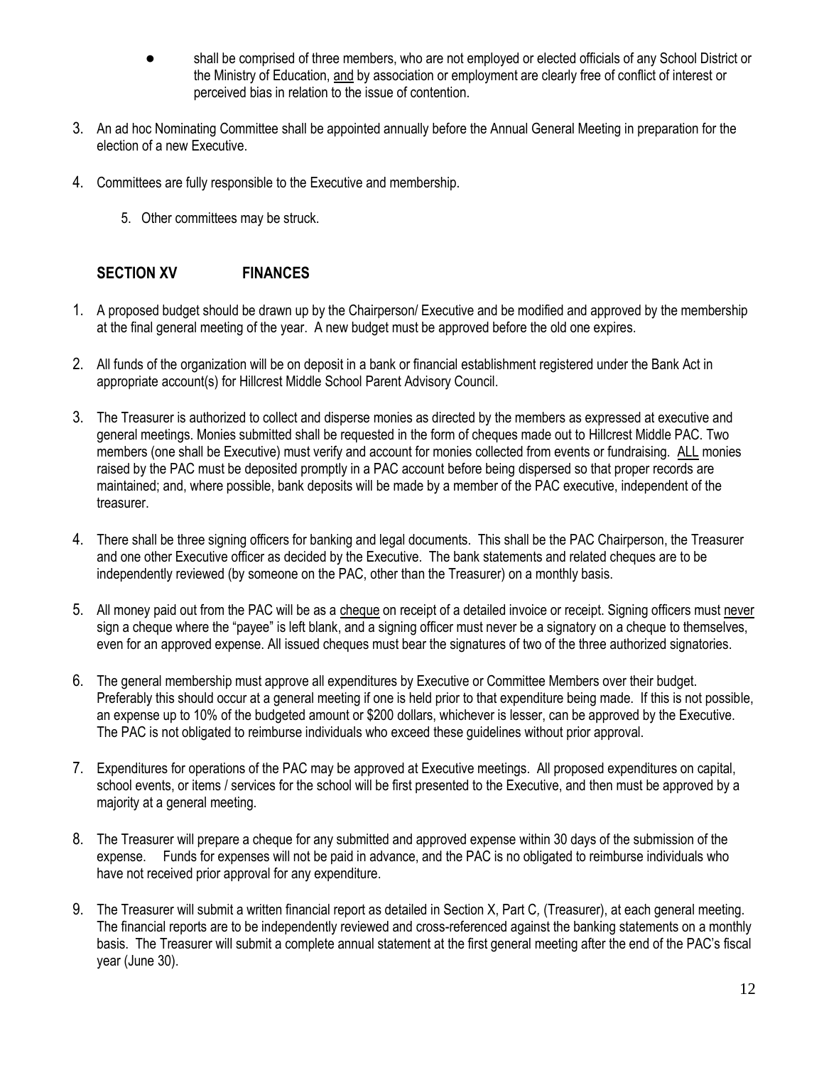- shall be comprised of three members, who are not employed or elected officials of any School District or the Ministry of Education, and by association or employment are clearly free of conflict of interest or perceived bias in relation to the issue of contention.

3. An ad hoc Nominating Committee shall be appointed annually before the Annual General Meeting in preparation for the election of a new Executive.

4. Committees are fully responsible to the Executive and membership.

5. Other committees may be struck.

## SECTION XV FINANCES

1. A proposed budget should be drawn up by the Chairperson/ Executive and be modified and approved by the membership at the final general meeting of the year. A new budget must be approved before the old one expires.

2. All funds of the organization will be on deposit in a bank or financial establishment registered under the Bank Act in appropriate account(s) for Hillcrest Middle School Parent Advisory Council.

3. The Treasurer is authorized to collect and disperse monies as directed by the members as expressed at executive and general meetings. Monies submitted shall be requested in the form of cheques made out to Hillcrest Middle PAC. Two members (one shall be Executive) must verify and account for monies collected from events or fundraising. ALL monies raised by the PAC must be deposited promptly in a PAC account before being dispersed so that proper records are maintained; and, where possible, bank deposits will be made by a member of the PAC executive, independent of the treasurer.

4. There shall be three signing officers for banking and legal documents. This shall be the PAC Chairperson, the Treasurer and one other Executive officer as decided by the Executive. The bank statements and related cheques are to be independently reviewed (by someone on the PAC, other than the Treasurer) on a monthly basis.

5. All money paid out from the PAC will be as a cheque on receipt of a detailed invoice or receipt. Signing officers must never sign a cheque where the "payee" is left blank, and a signing officer must never be a signatory on a cheque to themselves, even for an approved expense. All issued cheques must bear the signatures of two of the three authorized signatories.

6. The general membership must approve all expenditures by Executive or Committee Members over their budget. Preferably this should occur at a general meeting if one is held prior to that expenditure being made. If this is not possible, an expense up to 10% of the budgeted amount or $200 dollars, whichever is lesser, can be approved by the Executive. The PAC is not obligated to reimburse individuals who exceed these guidelines without prior approval.

7. Expenditures for operations of the PAC may be approved at Executive meetings. All proposed expenditures on capital, school events, or items / services for the school will be first presented to the Executive, and then must be approved by a majority at a general meeting.

8. The Treasurer will prepare a cheque for any submitted and approved expense within 30 days of the submission of the expense. Funds for expenses will not be paid in advance, and the PAC is no obligated to reimburse individuals who have not received prior approval for any expenditure.

9. The Treasurer will submit a written financial report as detailed in Section X, Part C, (Treasurer), at each general meeting. The financial reports are to be independently reviewed and cross-referenced against the banking statements on a monthly basis. The Treasurer will submit a complete annual statement at the first general meeting after the end of the PAC's fiscal year (June 30).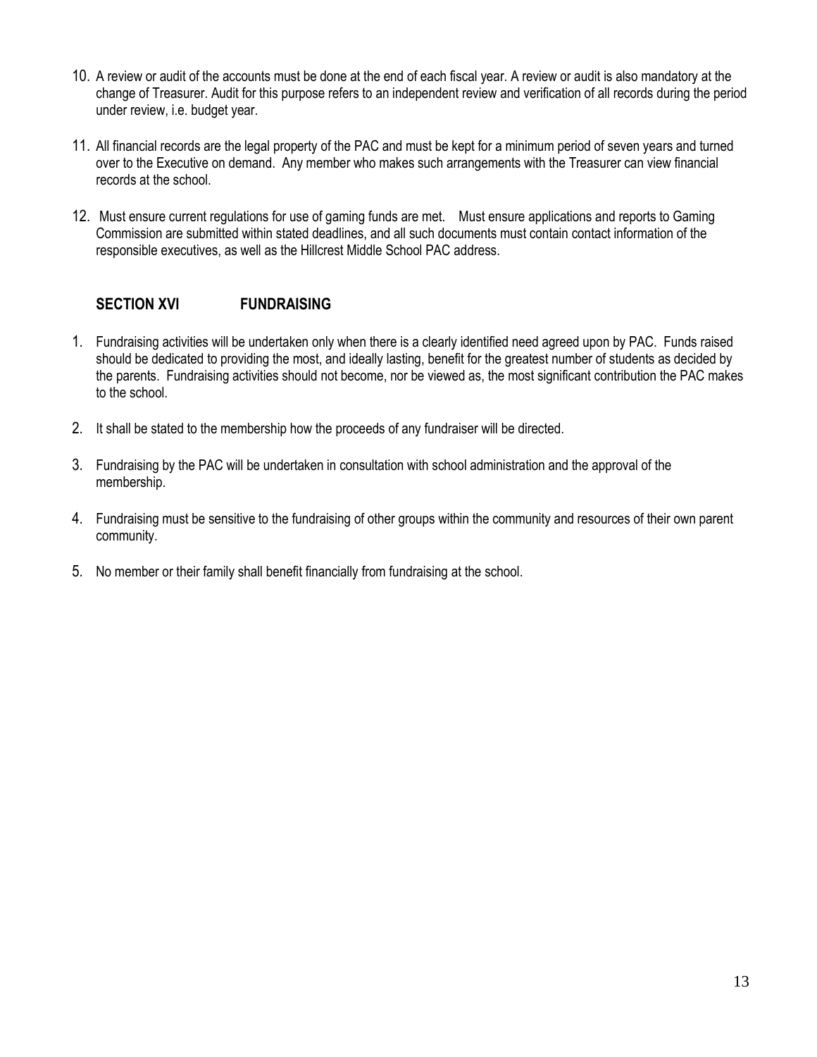10. A review or audit of the accounts must be done at the end of each fiscal year. A review or audit is also mandatory at the change of Treasurer. Audit for this purpose refers to an independent review and verification of all records during the period under review, i.e. budget year.

11. All financial records are the legal property of the PAC and must be kept for a minimum period of seven years and turned over to the Executive on demand. Any member who makes such arrangements with the Treasurer can view financial records at the school.

12. Must ensure current regulations for use of gaming funds are met. Must ensure applications and reports to Gaming Commission are submitted within stated deadlines, and all such documents must contain contact information of the responsible executives, as well as the Hillcrest Middle School PAC address.

## SECTION XVI FUNDRAISING

1. Fundraising activities will be undertaken only when there is a clearly identified need agreed upon by PAC. Funds raised should be dedicated to providing the most, and ideally lasting, benefit for the greatest number of students as decided by the parents. Fundraising activities should not become, nor be viewed as, the most significant contribution the PAC makes to the school.

2. It shall be stated to the membership how the proceeds of any fundraiser will be directed.

3. Fundraising by the PAC will be undertaken in consultation with school administration and the approval of the membership.

4. Fundraising must be sensitive to the fundraising of other groups within the community and resources of their own parent community.

5. No member or their family shall benefit financially from fundraising at the school.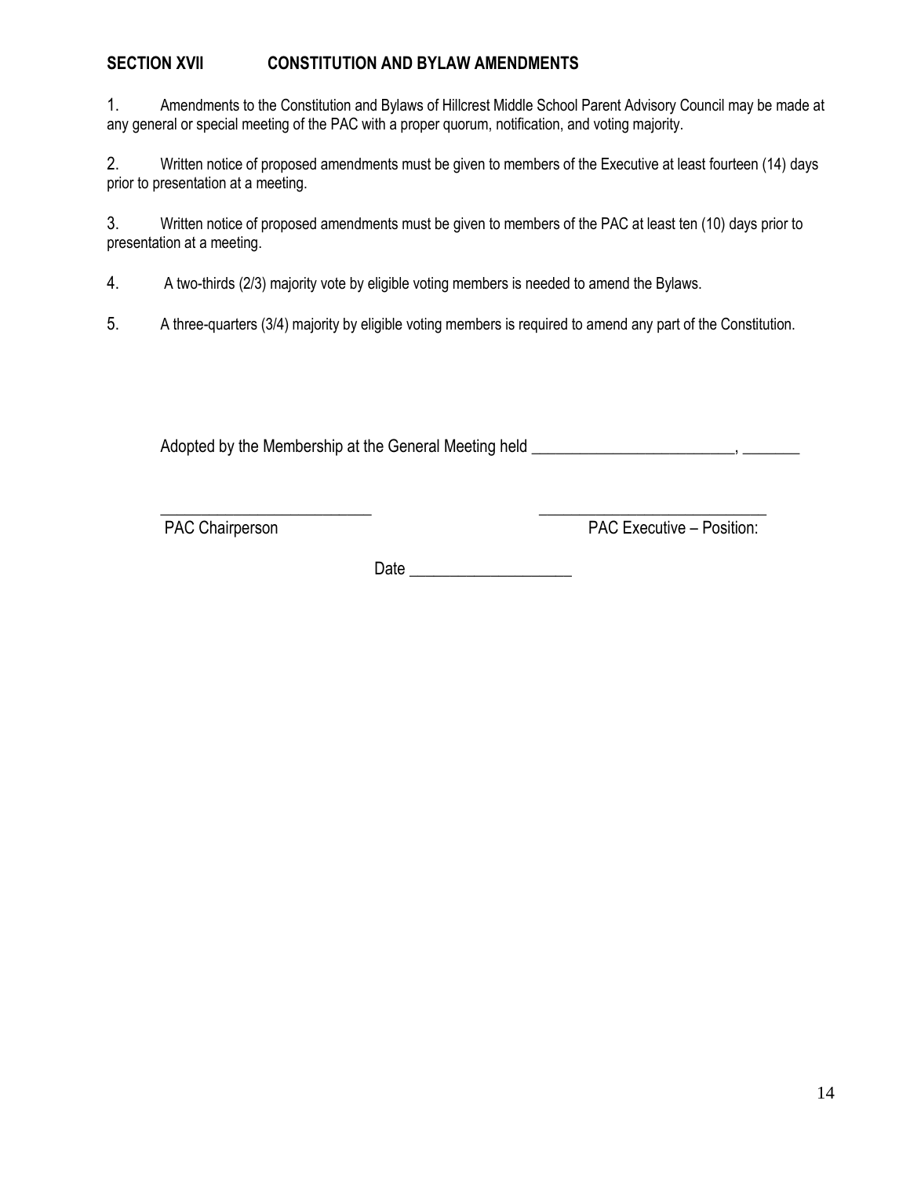## SECTION XVII CONSTITUTION AND BYLAW AMENDMENTS

1. Amendments to the Constitution and Bylaws of Hillcrest Middle School Parent Advisory Council may be made at any general or special meeting of the PAC with a proper quorum, notification, and voting majority.

2. Written notice of proposed amendments must be given to members of the Executive at least fourteen (14) days prior to presentation at a meeting.

3. Written notice of proposed amendments must be given to members of the PAC at least ten (10) days prior to presentation at a meeting.

4. A two-thirds (2/3) majority vote by eligible voting members is needed to amend the Bylaws.

5. A three-quarters (3/4) majority by eligible voting members is required to amend any part of the Constitution.

Adopted by the Membership at the General Meeting held _________________________, _______

_________________________ PAC Chairperson

_________________________ PAC Executive – Position:

Date ____________________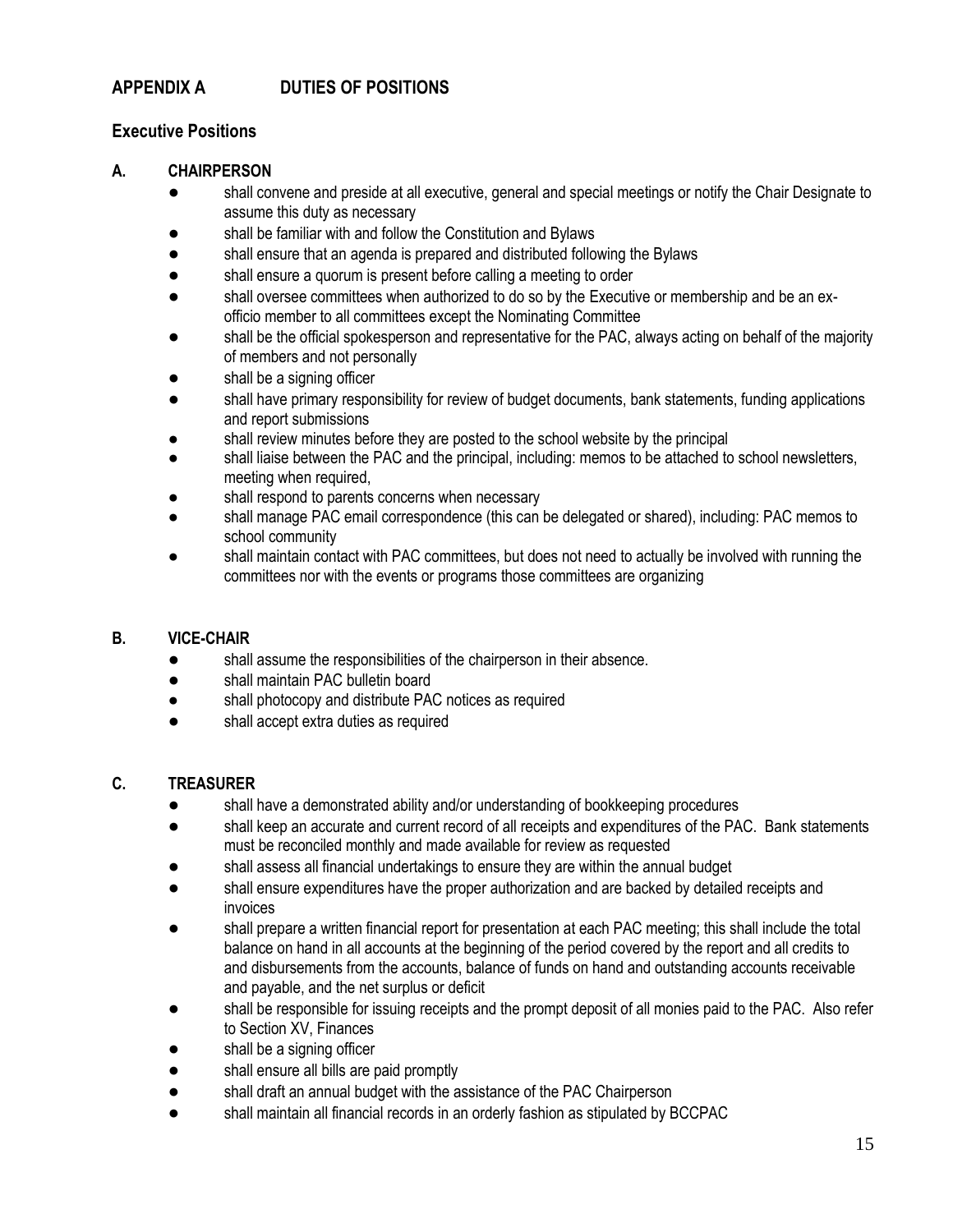## APPENDIX A DUTIES OF POSITIONS

### Executive Positions

#### A. CHAIRPERSON

- shall convene and preside at all executive, general and special meetings or notify the Chair Designate to assume this duty as necessary
- shall be familiar with and follow the Constitution and Bylaws
- shall ensure that an agenda is prepared and distributed following the Bylaws
- shall ensure a quorum is present before calling a meeting to order
- shall oversee committees when authorized to do so by the Executive or membership and be an ex-officio member to all committees except the Nominating Committee
- shall be the official spokesperson and representative for the PAC, always acting on behalf of the majority of members and not personally
- shall be a signing officer
- shall have primary responsibility for review of budget documents, bank statements, funding applications and report submissions
- shall review minutes before they are posted to the school website by the principal
- shall liaise between the PAC and the principal, including: memos to be attached to school newsletters, meeting when required,
- shall respond to parents concerns when necessary
- shall manage PAC email correspondence (this can be delegated or shared), including: PAC memos to school community
- shall maintain contact with PAC committees, but does not need to actually be involved with running the committees nor with the events or programs those committees are organizing

#### B. VICE-CHAIR

- shall assume the responsibilities of the chairperson in their absence.
- shall maintain PAC bulletin board
- shall photocopy and distribute PAC notices as required
- shall accept extra duties as required

#### C. TREASURER

- shall have a demonstrated ability and/or understanding of bookkeeping procedures
- shall keep an accurate and current record of all receipts and expenditures of the PAC. Bank statements must be reconciled monthly and made available for review as requested
- shall assess all financial undertakings to ensure they are within the annual budget
- shall ensure expenditures have the proper authorization and are backed by detailed receipts and invoices
- shall prepare a written financial report for presentation at each PAC meeting; this shall include the total balance on hand in all accounts at the beginning of the period covered by the report and all credits to and disbursements from the accounts, balance of funds on hand and outstanding accounts receivable and payable, and the net surplus or deficit
- shall be responsible for issuing receipts and the prompt deposit of all monies paid to the PAC. Also refer to Section XV, Finances
- shall be a signing officer
- shall ensure all bills are paid promptly
- shall draft an annual budget with the assistance of the PAC Chairperson
- shall maintain all financial records in an orderly fashion as stipulated by BCCPAC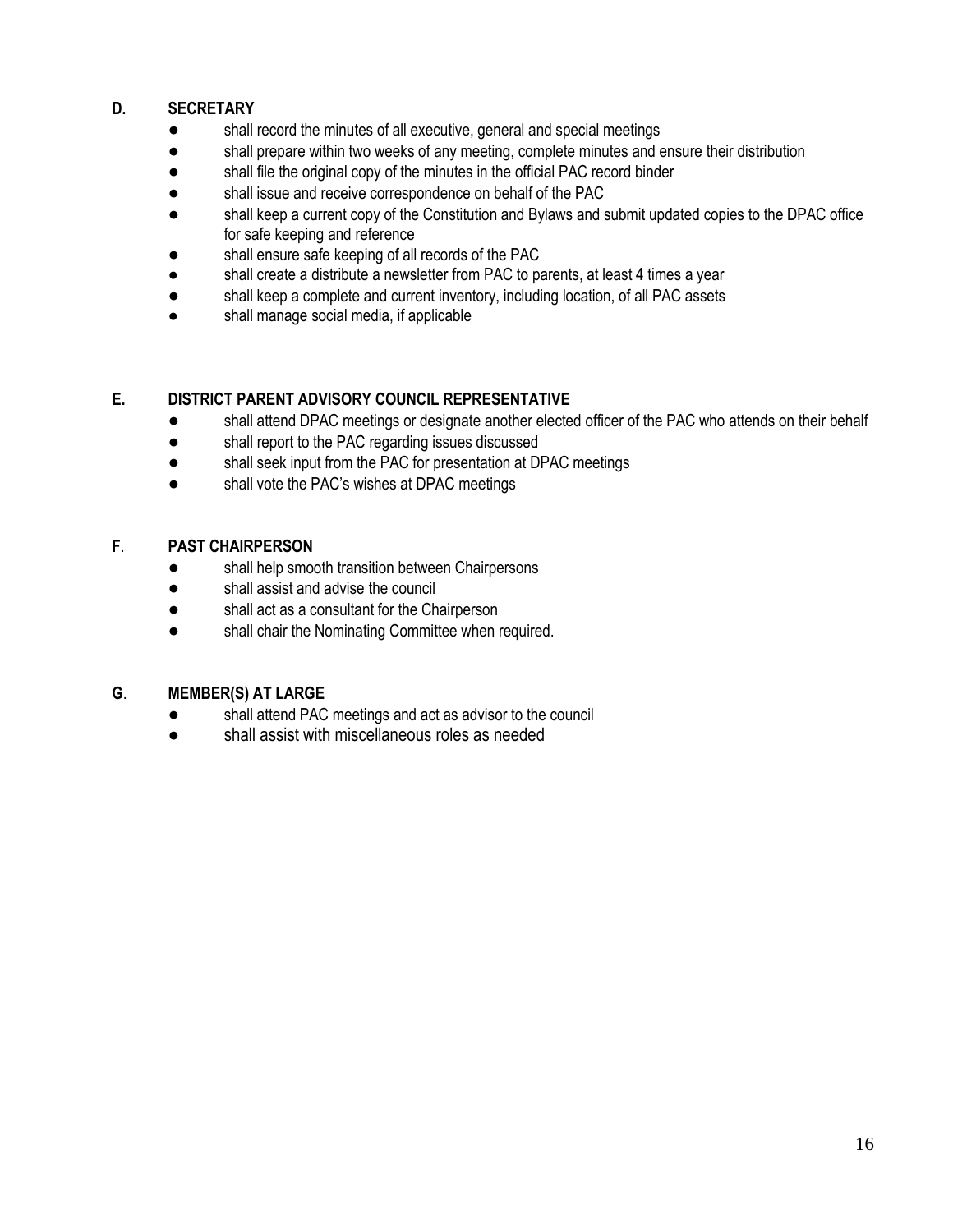### D. SECRETARY

- shall record the minutes of all executive, general and special meetings
- shall prepare within two weeks of any meeting, complete minutes and ensure their distribution
- shall file the original copy of the minutes in the official PAC record binder
- shall issue and receive correspondence on behalf of the PAC
- shall keep a current copy of the Constitution and Bylaws and submit updated copies to the DPAC office for safe keeping and reference
- shall ensure safe keeping of all records of the PAC
- shall create a distribute a newsletter from PAC to parents, at least 4 times a year
- shall keep a complete and current inventory, including location, of all PAC assets
- shall manage social media, if applicable

### E. DISTRICT PARENT ADVISORY COUNCIL REPRESENTATIVE

- shall attend DPAC meetings or designate another elected officer of the PAC who attends on their behalf
- shall report to the PAC regarding issues discussed
- shall seek input from the PAC for presentation at DPAC meetings
- shall vote the PAC's wishes at DPAC meetings

### F. PAST CHAIRPERSON

- shall help smooth transition between Chairpersons
- shall assist and advise the council
- shall act as a consultant for the Chairperson
- shall chair the Nominating Committee when required.

### G. MEMBER(S) AT LARGE

- shall attend PAC meetings and act as advisor to the council
- shall assist with miscellaneous roles as needed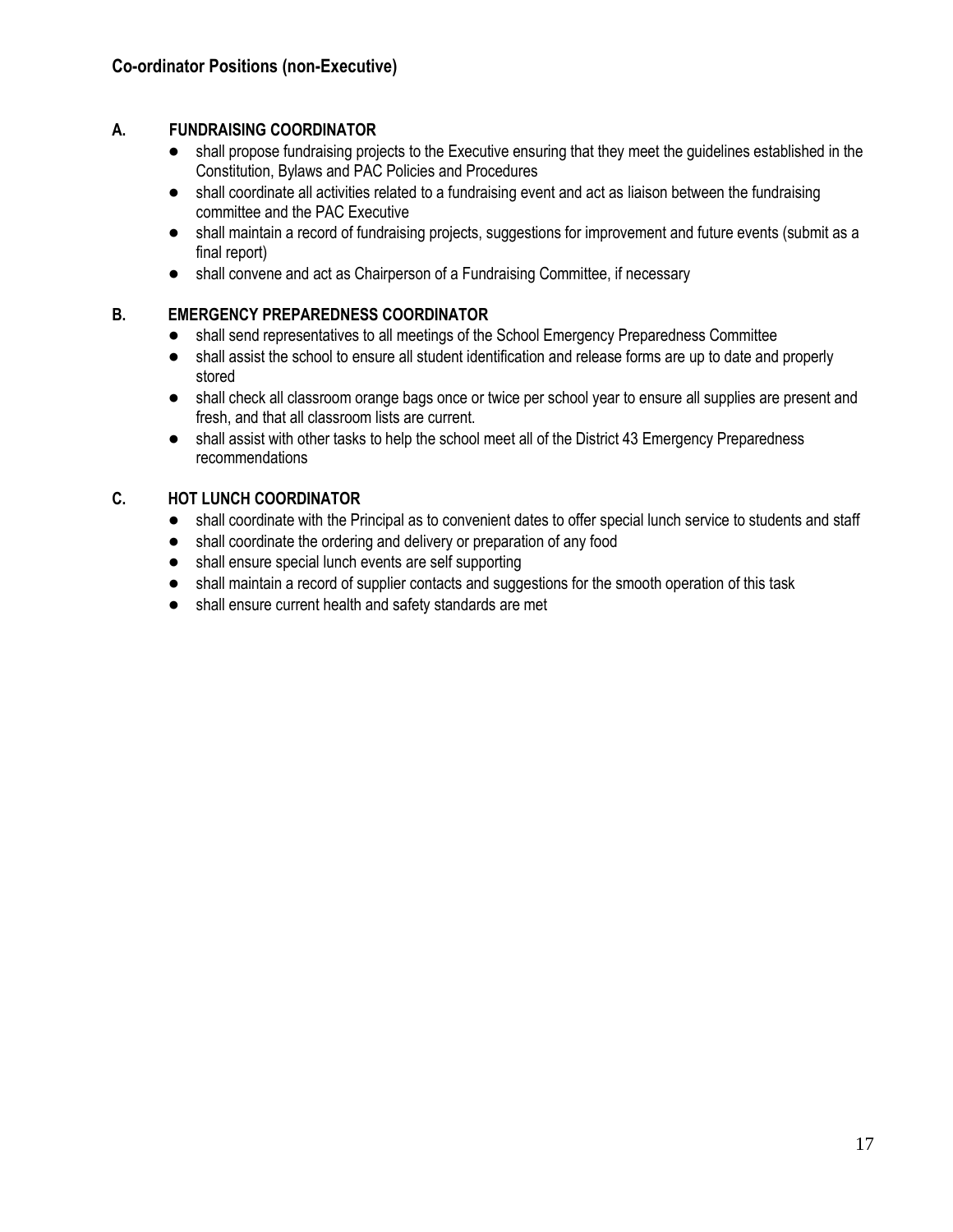## Co-ordinator Positions (non-Executive)

### A. FUNDRAISING COORDINATOR

- shall propose fundraising projects to the Executive ensuring that they meet the guidelines established in the Constitution, Bylaws and PAC Policies and Procedures
- shall coordinate all activities related to a fundraising event and act as liaison between the fundraising committee and the PAC Executive
- shall maintain a record of fundraising projects, suggestions for improvement and future events (submit as a final report)
- shall convene and act as Chairperson of a Fundraising Committee, if necessary

### B. EMERGENCY PREPAREDNESS COORDINATOR

- shall send representatives to all meetings of the School Emergency Preparedness Committee
- shall assist the school to ensure all student identification and release forms are up to date and properly stored
- shall check all classroom orange bags once or twice per school year to ensure all supplies are present and fresh, and that all classroom lists are current.
- shall assist with other tasks to help the school meet all of the District 43 Emergency Preparedness recommendations

### C. HOT LUNCH COORDINATOR

- shall coordinate with the Principal as to convenient dates to offer special lunch service to students and staff
- shall coordinate the ordering and delivery or preparation of any food
- shall ensure special lunch events are self supporting
- shall maintain a record of supplier contacts and suggestions for the smooth operation of this task
- shall ensure current health and safety standards are met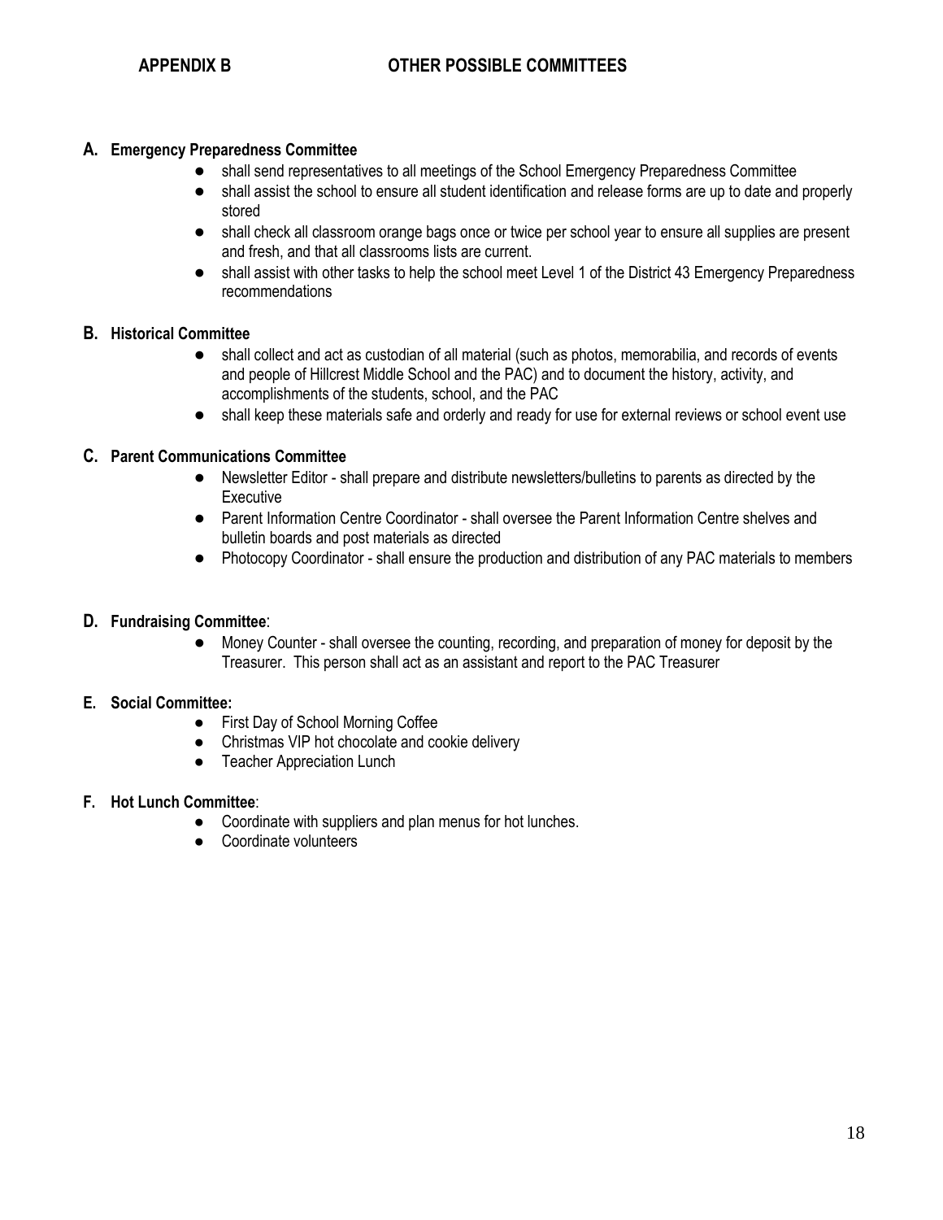## APPENDIX B OTHER POSSIBLE COMMITTEES

### A. Emergency Preparedness Committee

- shall send representatives to all meetings of the School Emergency Preparedness Committee
- shall assist the school to ensure all student identification and release forms are up to date and properly stored
- shall check all classroom orange bags once or twice per school year to ensure all supplies are present and fresh, and that all classrooms lists are current.
- shall assist with other tasks to help the school meet Level 1 of the District 43 Emergency Preparedness recommendations

### B. Historical Committee

- shall collect and act as custodian of all material (such as photos, memorabilia, and records of events and people of Hillcrest Middle School and the PAC) and to document the history, activity, and accomplishments of the students, school, and the PAC
- shall keep these materials safe and orderly and ready for use for external reviews or school event use

### C. Parent Communications Committee

- Newsletter Editor - shall prepare and distribute newsletters/bulletins to parents as directed by the Executive
- Parent Information Centre Coordinator - shall oversee the Parent Information Centre shelves and bulletin boards and post materials as directed
- Photocopy Coordinator - shall ensure the production and distribution of any PAC materials to members

### D. Fundraising Committee:

- Money Counter - shall oversee the counting, recording, and preparation of money for deposit by the Treasurer. This person shall act as an assistant and report to the PAC Treasurer

### E. Social Committee:

- First Day of School Morning Coffee
- Christmas VIP hot chocolate and cookie delivery
- Teacher Appreciation Lunch

### F. Hot Lunch Committee:

- Coordinate with suppliers and plan menus for hot lunches.
- Coordinate volunteers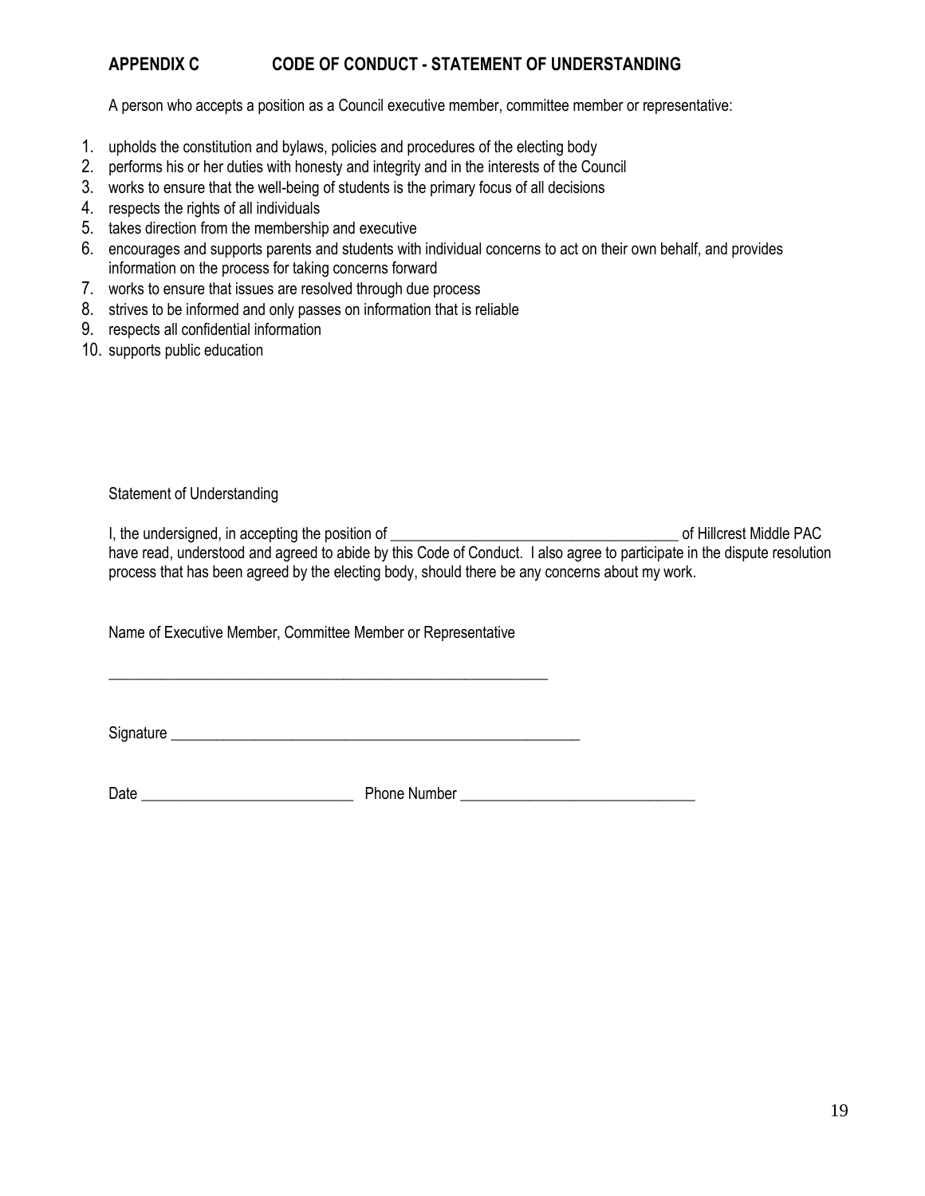## APPENDIX C CODE OF CONDUCT - STATEMENT OF UNDERSTANDING

A person who accepts a position as a Council executive member, committee member or representative:

1. upholds the constitution and bylaws, policies and procedures of the electing body
2. performs his or her duties with honesty and integrity and in the interests of the Council
3. works to ensure that the well-being of students is the primary focus of all decisions
4. respects the rights of all individuals
5. takes direction from the membership and executive
6. encourages and supports parents and students with individual concerns to act on their own behalf, and provides information on the process for taking concerns forward
7. works to ensure that issues are resolved through due process
8. strives to be informed and only passes on information that is reliable
9. respects all confidential information
10. supports public education

Statement of Understanding

I, the undersigned, in accepting the position of ______________________________________ of Hillcrest Middle PAC have read, understood and agreed to abide by this Code of Conduct. I also agree to participate in the dispute resolution process that has been agreed by the electing body, should there be any concerns about my work.

Name of Executive Member, Committee Member or Representative

_____________________________________________________________

Signature _________________________________________________________

Date ____________________________ Phone Number _______________________________